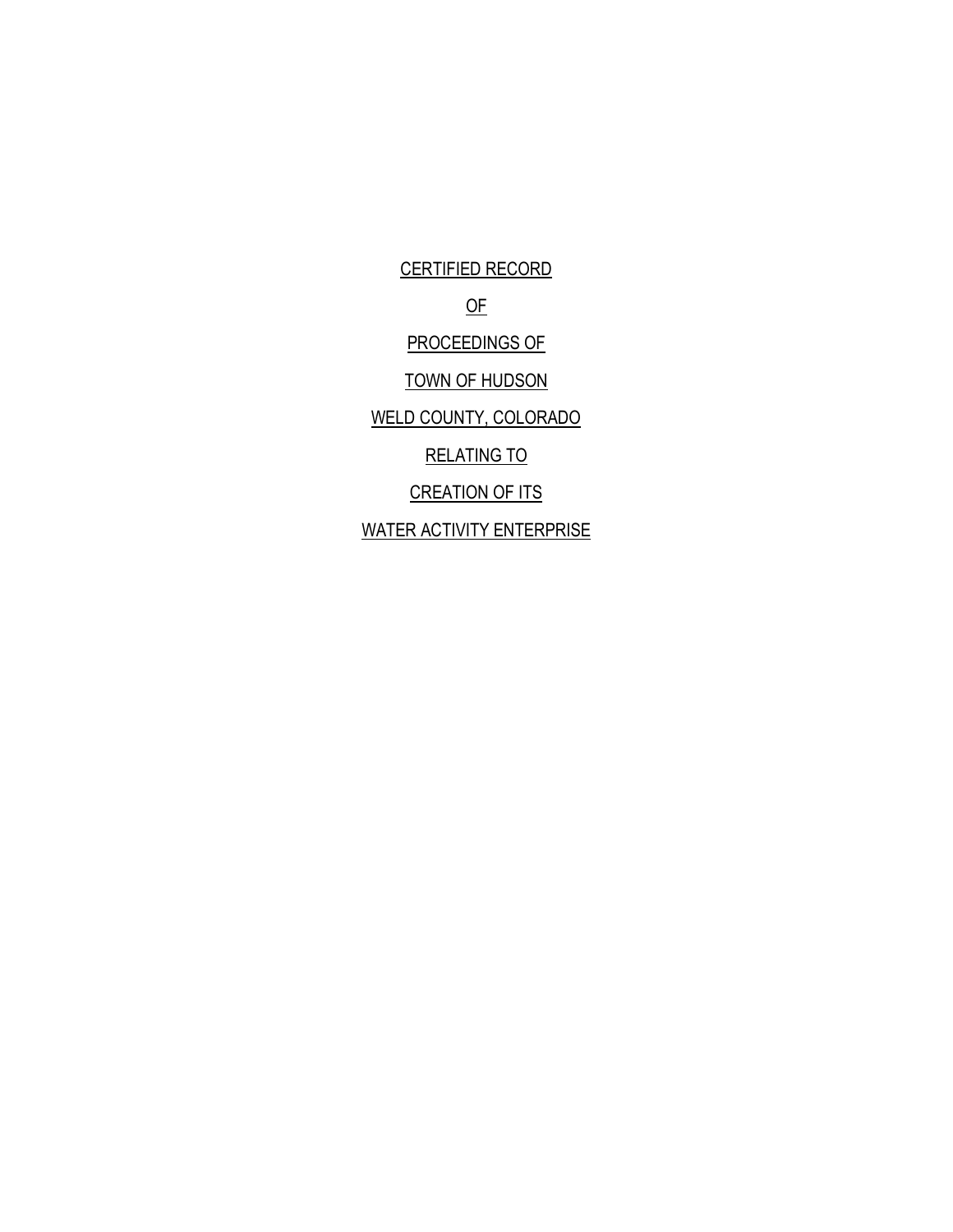CERTIFIED RECORD

OF

PROCEEDINGS OF

TOWN OF HUDSON

WELD COUNTY, COLORADO

RELATING TO

CREATION OF ITS

WATER ACTIVITY ENTERPRISE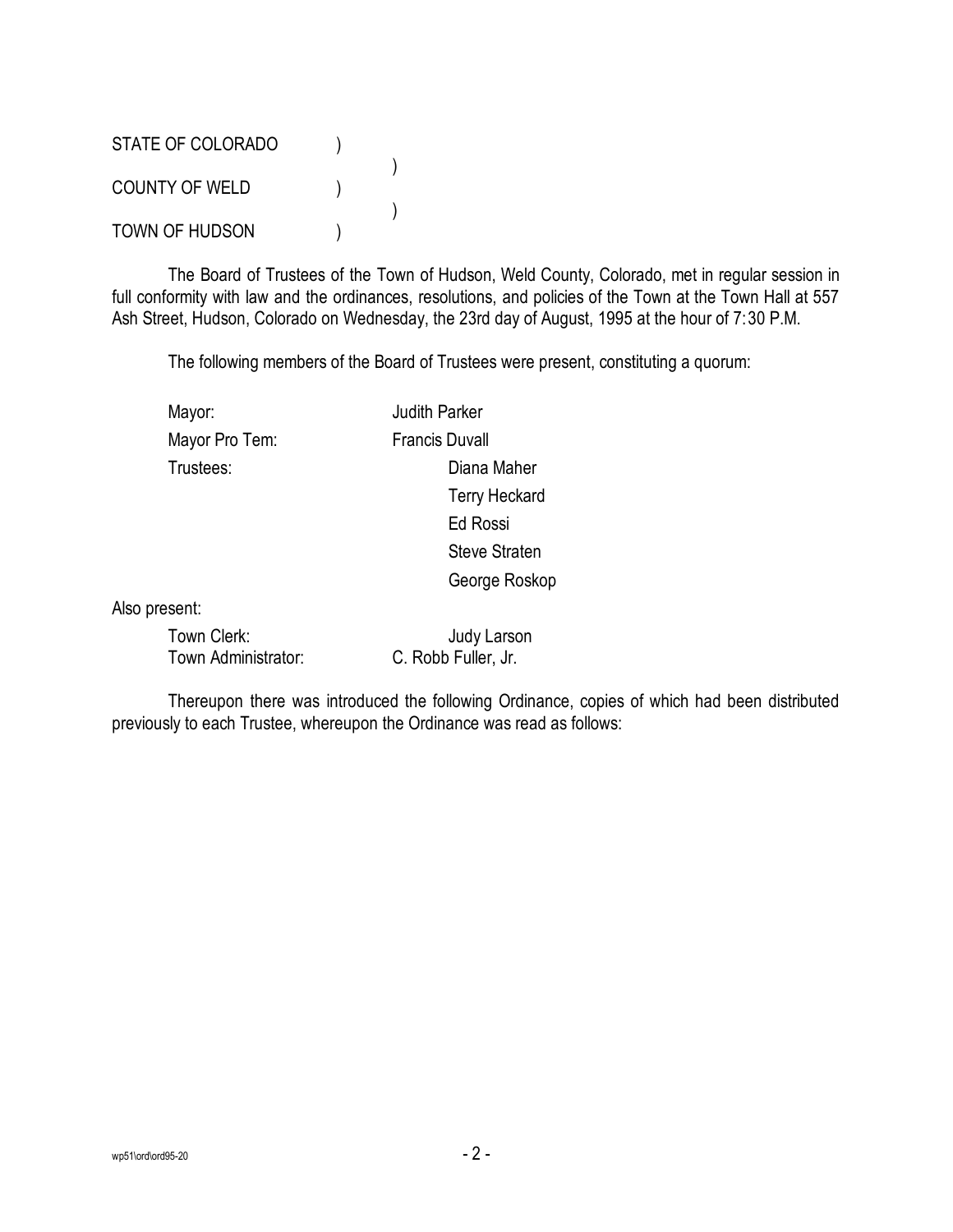STATE OF COLORADO )
)
COUNTY OF WELD )
)
TOWN OF HUDSON )

The Board of Trustees of the Town of Hudson, Weld County, Colorado, met in regular session in full conformity with law and the ordinances, resolutions, and policies of the Town at the Town Hall at 557 Ash Street, Hudson, Colorado on Wednesday, the 23rd day of August, 1995 at the hour of 7:30 P.M.

The following members of the Board of Trustees were present, constituting a quorum:

| | |
|---|---|
| Mayor: | Judith Parker |
| Mayor Pro Tem: | Francis Duvall |
| Trustees: | Diana Maher |
| | Terry Heckard |
| | Ed Rossi |
| | Steve Straten |
| | George Roskop |

Also present:

| | |
|---|---|
| Town Clerk: | Judy Larson |
| Town Administrator: | C. Robb Fuller, Jr. |

Thereupon there was introduced the following Ordinance, copies of which had been distributed previously to each Trustee, whereupon the Ordinance was read as follows: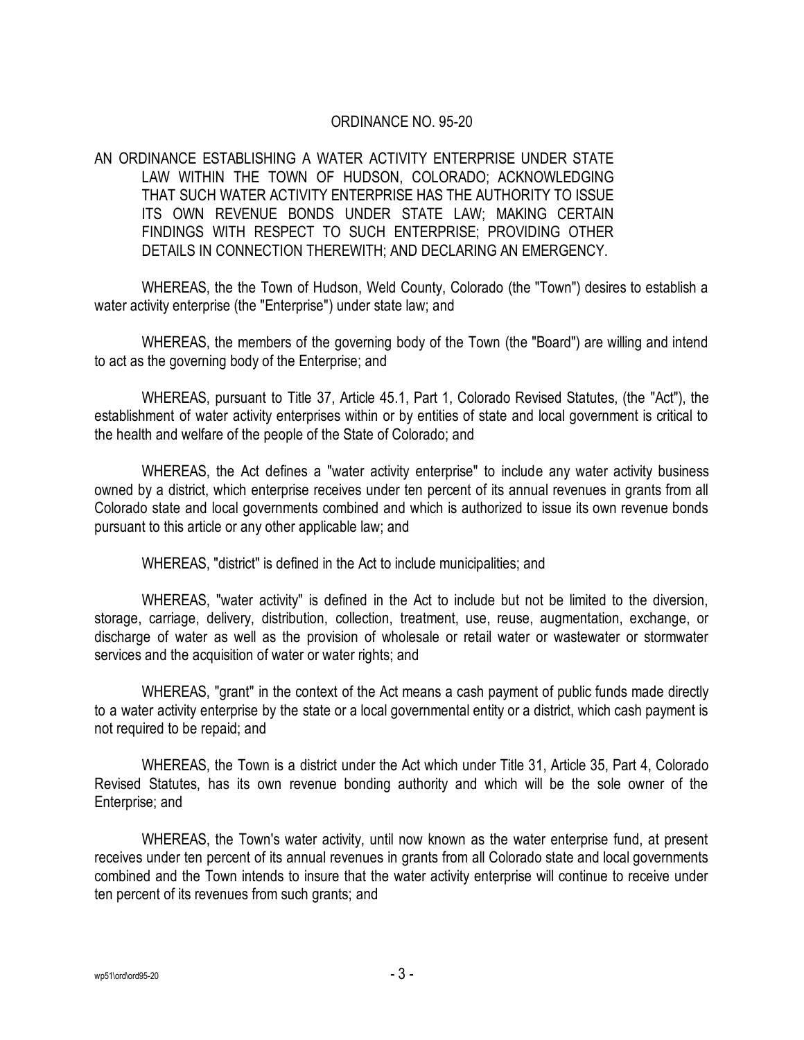ORDINANCE NO. 95-20

AN ORDINANCE ESTABLISHING A WATER ACTIVITY ENTERPRISE UNDER STATE LAW WITHIN THE TOWN OF HUDSON, COLORADO; ACKNOWLEDGING THAT SUCH WATER ACTIVITY ENTERPRISE HAS THE AUTHORITY TO ISSUE ITS OWN REVENUE BONDS UNDER STATE LAW; MAKING CERTAIN FINDINGS WITH RESPECT TO SUCH ENTERPRISE; PROVIDING OTHER DETAILS IN CONNECTION THEREWITH; AND DECLARING AN EMERGENCY.

WHEREAS, the the Town of Hudson, Weld County, Colorado (the "Town") desires to establish a water activity enterprise (the "Enterprise") under state law; and

WHEREAS, the members of the governing body of the Town (the "Board") are willing and intend to act as the governing body of the Enterprise; and

WHEREAS, pursuant to Title 37, Article 45.1, Part 1, Colorado Revised Statutes, (the "Act"), the establishment of water activity enterprises within or by entities of state and local government is critical to the health and welfare of the people of the State of Colorado; and

WHEREAS, the Act defines a "water activity enterprise" to include any water activity business owned by a district, which enterprise receives under ten percent of its annual revenues in grants from all Colorado state and local governments combined and which is authorized to issue its own revenue bonds pursuant to this article or any other applicable law; and

WHEREAS, "district" is defined in the Act to include municipalities; and

WHEREAS, "water activity" is defined in the Act to include but not be limited to the diversion, storage, carriage, delivery, distribution, collection, treatment, use, reuse, augmentation, exchange, or discharge of water as well as the provision of wholesale or retail water or wastewater or stormwater services and the acquisition of water or water rights; and

WHEREAS, "grant" in the context of the Act means a cash payment of public funds made directly to a water activity enterprise by the state or a local governmental entity or a district, which cash payment is not required to be repaid; and

WHEREAS, the Town is a district under the Act which under Title 31, Article 35, Part 4, Colorado Revised Statutes, has its own revenue bonding authority and which will be the sole owner of the Enterprise; and

WHEREAS, the Town's water activity, until now known as the water enterprise fund, at present receives under ten percent of its annual revenues in grants from all Colorado state and local governments combined and the Town intends to insure that the water activity enterprise will continue to receive under ten percent of its revenues from such grants; and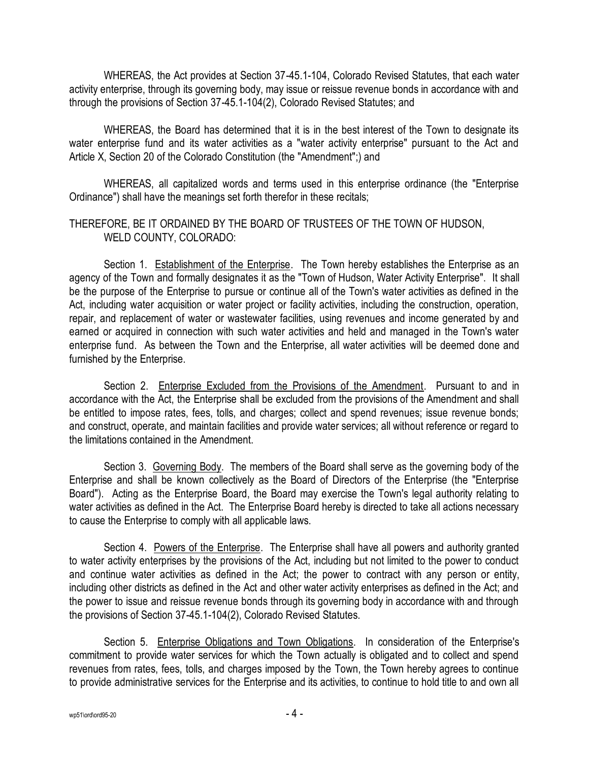WHEREAS, the Act provides at Section 37-45.1-104, Colorado Revised Statutes, that each water activity enterprise, through its governing body, may issue or reissue revenue bonds in accordance with and through the provisions of Section 37-45.1-104(2), Colorado Revised Statutes; and

WHEREAS, the Board has determined that it is in the best interest of the Town to designate its water enterprise fund and its water activities as a "water activity enterprise" pursuant to the Act and Article X, Section 20 of the Colorado Constitution (the "Amendment";) and

WHEREAS, all capitalized words and terms used in this enterprise ordinance (the "Enterprise Ordinance") shall have the meanings set forth therefor in these recitals;

THEREFORE, BE IT ORDAINED BY THE BOARD OF TRUSTEES OF THE TOWN OF HUDSON, WELD COUNTY, COLORADO:

Section 1. Establishment of the Enterprise. The Town hereby establishes the Enterprise as an agency of the Town and formally designates it as the "Town of Hudson, Water Activity Enterprise". It shall be the purpose of the Enterprise to pursue or continue all of the Town's water activities as defined in the Act, including water acquisition or water project or facility activities, including the construction, operation, repair, and replacement of water or wastewater facilities, using revenues and income generated by and earned or acquired in connection with such water activities and held and managed in the Town's water enterprise fund. As between the Town and the Enterprise, all water activities will be deemed done and furnished by the Enterprise.

Section 2. Enterprise Excluded from the Provisions of the Amendment. Pursuant to and in accordance with the Act, the Enterprise shall be excluded from the provisions of the Amendment and shall be entitled to impose rates, fees, tolls, and charges; collect and spend revenues; issue revenue bonds; and construct, operate, and maintain facilities and provide water services; all without reference or regard to the limitations contained in the Amendment.

Section 3. Governing Body. The members of the Board shall serve as the governing body of the Enterprise and shall be known collectively as the Board of Directors of the Enterprise (the "Enterprise Board"). Acting as the Enterprise Board, the Board may exercise the Town's legal authority relating to water activities as defined in the Act. The Enterprise Board hereby is directed to take all actions necessary to cause the Enterprise to comply with all applicable laws.

Section 4. Powers of the Enterprise. The Enterprise shall have all powers and authority granted to water activity enterprises by the provisions of the Act, including but not limited to the power to conduct and continue water activities as defined in the Act; the power to contract with any person or entity, including other districts as defined in the Act and other water activity enterprises as defined in the Act; and the power to issue and reissue revenue bonds through its governing body in accordance with and through the provisions of Section 37-45.1-104(2), Colorado Revised Statutes.

Section 5. Enterprise Obligations and Town Obligations. In consideration of the Enterprise's commitment to provide water services for which the Town actually is obligated and to collect and spend revenues from rates, fees, tolls, and charges imposed by the Town, the Town hereby agrees to continue to provide administrative services for the Enterprise and its activities, to continue to hold title to and own all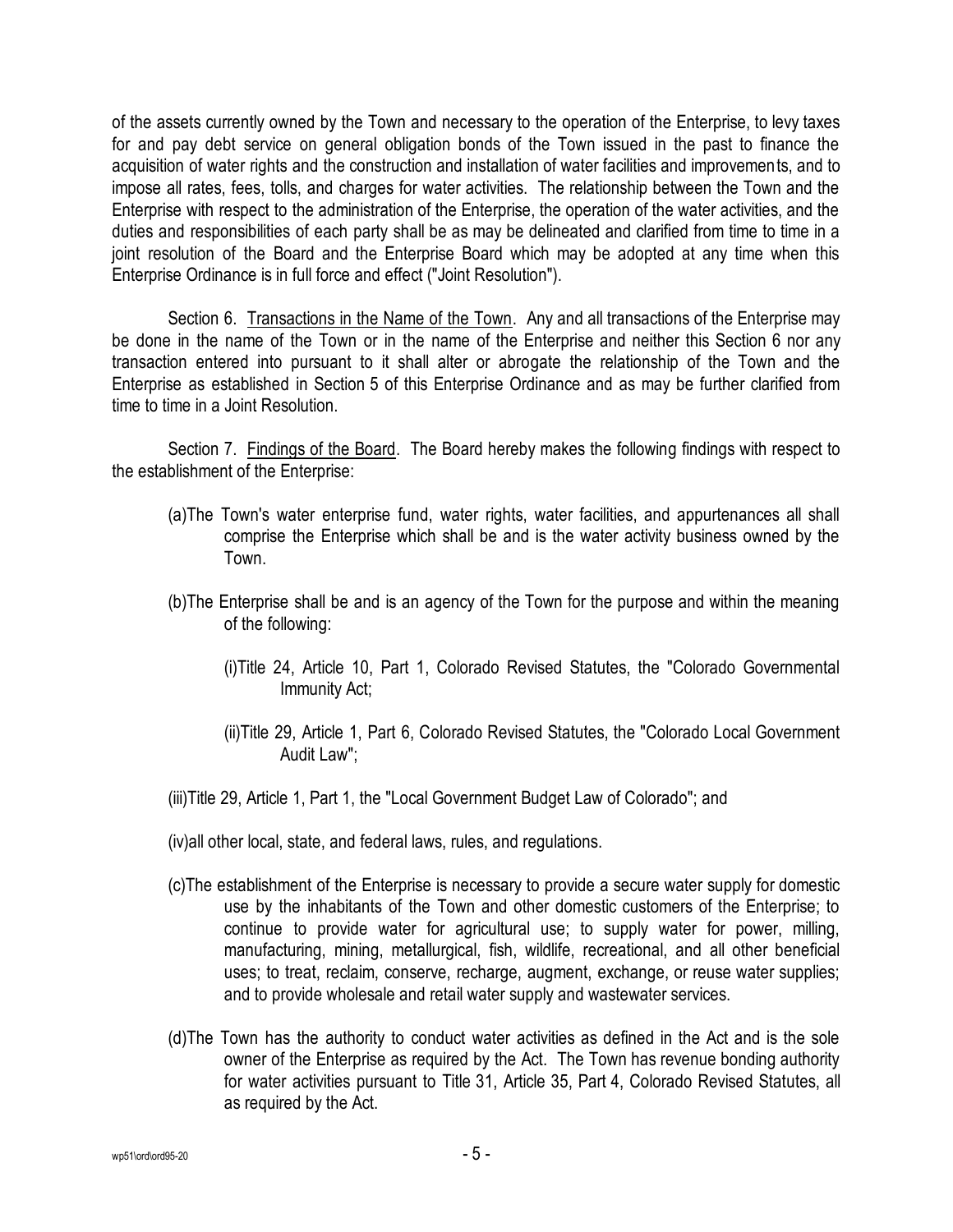of the assets currently owned by the Town and necessary to the operation of the Enterprise, to levy taxes for and pay debt service on general obligation bonds of the Town issued in the past to finance the acquisition of water rights and the construction and installation of water facilities and improvements, and to impose all rates, fees, tolls, and charges for water activities. The relationship between the Town and the Enterprise with respect to the administration of the Enterprise, the operation of the water activities, and the duties and responsibilities of each party shall be as may be delineated and clarified from time to time in a joint resolution of the Board and the Enterprise Board which may be adopted at any time when this Enterprise Ordinance is in full force and effect ("Joint Resolution").

Section 6. Transactions in the Name of the Town. Any and all transactions of the Enterprise may be done in the name of the Town or in the name of the Enterprise and neither this Section 6 nor any transaction entered into pursuant to it shall alter or abrogate the relationship of the Town and the Enterprise as established in Section 5 of this Enterprise Ordinance and as may be further clarified from time to time in a Joint Resolution.

Section 7. Findings of the Board. The Board hereby makes the following findings with respect to the establishment of the Enterprise:

(a) The Town's water enterprise fund, water rights, water facilities, and appurtenances all shall comprise the Enterprise which shall be and is the water activity business owned by the Town.

(b) The Enterprise shall be and is an agency of the Town for the purpose and within the meaning of the following:

(i) Title 24, Article 10, Part 1, Colorado Revised Statutes, the "Colorado Governmental Immunity Act;

(ii) Title 29, Article 1, Part 6, Colorado Revised Statutes, the "Colorado Local Government Audit Law";

(iii) Title 29, Article 1, Part 1, the "Local Government Budget Law of Colorado"; and

(iv) all other local, state, and federal laws, rules, and regulations.

(c) The establishment of the Enterprise is necessary to provide a secure water supply for domestic use by the inhabitants of the Town and other domestic customers of the Enterprise; to continue to provide water for agricultural use; to supply water for power, milling, manufacturing, mining, metallurgical, fish, wildlife, recreational, and all other beneficial uses; to treat, reclaim, conserve, recharge, augment, exchange, or reuse water supplies; and to provide wholesale and retail water supply and wastewater services.

(d) The Town has the authority to conduct water activities as defined in the Act and is the sole owner of the Enterprise as required by the Act. The Town has revenue bonding authority for water activities pursuant to Title 31, Article 35, Part 4, Colorado Revised Statutes, all as required by the Act.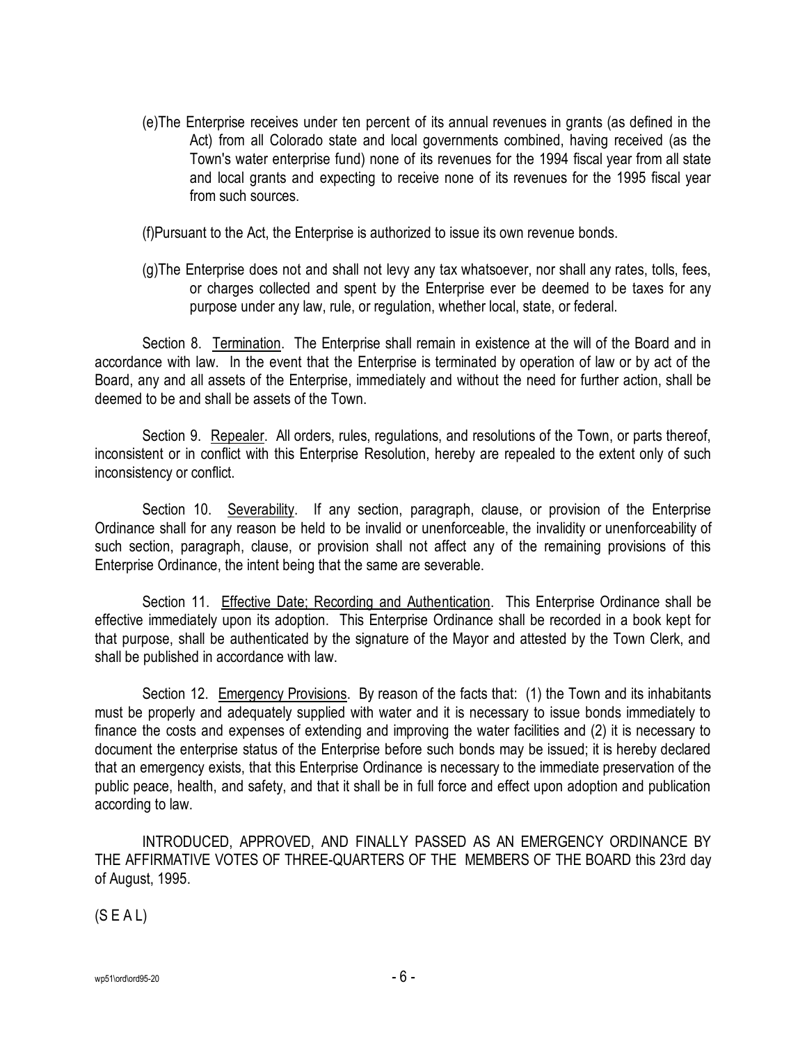(e)The Enterprise receives under ten percent of its annual revenues in grants (as defined in the Act) from all Colorado state and local governments combined, having received (as the Town's water enterprise fund) none of its revenues for the 1994 fiscal year from all state and local grants and expecting to receive none of its revenues for the 1995 fiscal year from such sources.

(f)Pursuant to the Act, the Enterprise is authorized to issue its own revenue bonds.

(g)The Enterprise does not and shall not levy any tax whatsoever, nor shall any rates, tolls, fees, or charges collected and spent by the Enterprise ever be deemed to be taxes for any purpose under any law, rule, or regulation, whether local, state, or federal.

Section 8. Termination. The Enterprise shall remain in existence at the will of the Board and in accordance with law. In the event that the Enterprise is terminated by operation of law or by act of the Board, any and all assets of the Enterprise, immediately and without the need for further action, shall be deemed to be and shall be assets of the Town.

Section 9. Repealer. All orders, rules, regulations, and resolutions of the Town, or parts thereof, inconsistent or in conflict with this Enterprise Resolution, hereby are repealed to the extent only of such inconsistency or conflict.

Section 10. Severability. If any section, paragraph, clause, or provision of the Enterprise Ordinance shall for any reason be held to be invalid or unenforceable, the invalidity or unenforceability of such section, paragraph, clause, or provision shall not affect any of the remaining provisions of this Enterprise Ordinance, the intent being that the same are severable.

Section 11. Effective Date; Recording and Authentication. This Enterprise Ordinance shall be effective immediately upon its adoption. This Enterprise Ordinance shall be recorded in a book kept for that purpose, shall be authenticated by the signature of the Mayor and attested by the Town Clerk, and shall be published in accordance with law.

Section 12. Emergency Provisions. By reason of the facts that: (1) the Town and its inhabitants must be properly and adequately supplied with water and it is necessary to issue bonds immediately to finance the costs and expenses of extending and improving the water facilities and (2) it is necessary to document the enterprise status of the Enterprise before such bonds may be issued; it is hereby declared that an emergency exists, that this Enterprise Ordinance is necessary to the immediate preservation of the public peace, health, and safety, and that it shall be in full force and effect upon adoption and publication according to law.

INTRODUCED, APPROVED, AND FINALLY PASSED AS AN EMERGENCY ORDINANCE BY THE AFFIRMATIVE VOTES OF THREE-QUARTERS OF THE MEMBERS OF THE BOARD this 23rd day of August, 1995.

(S E A L)

wp51\ord\ord95-20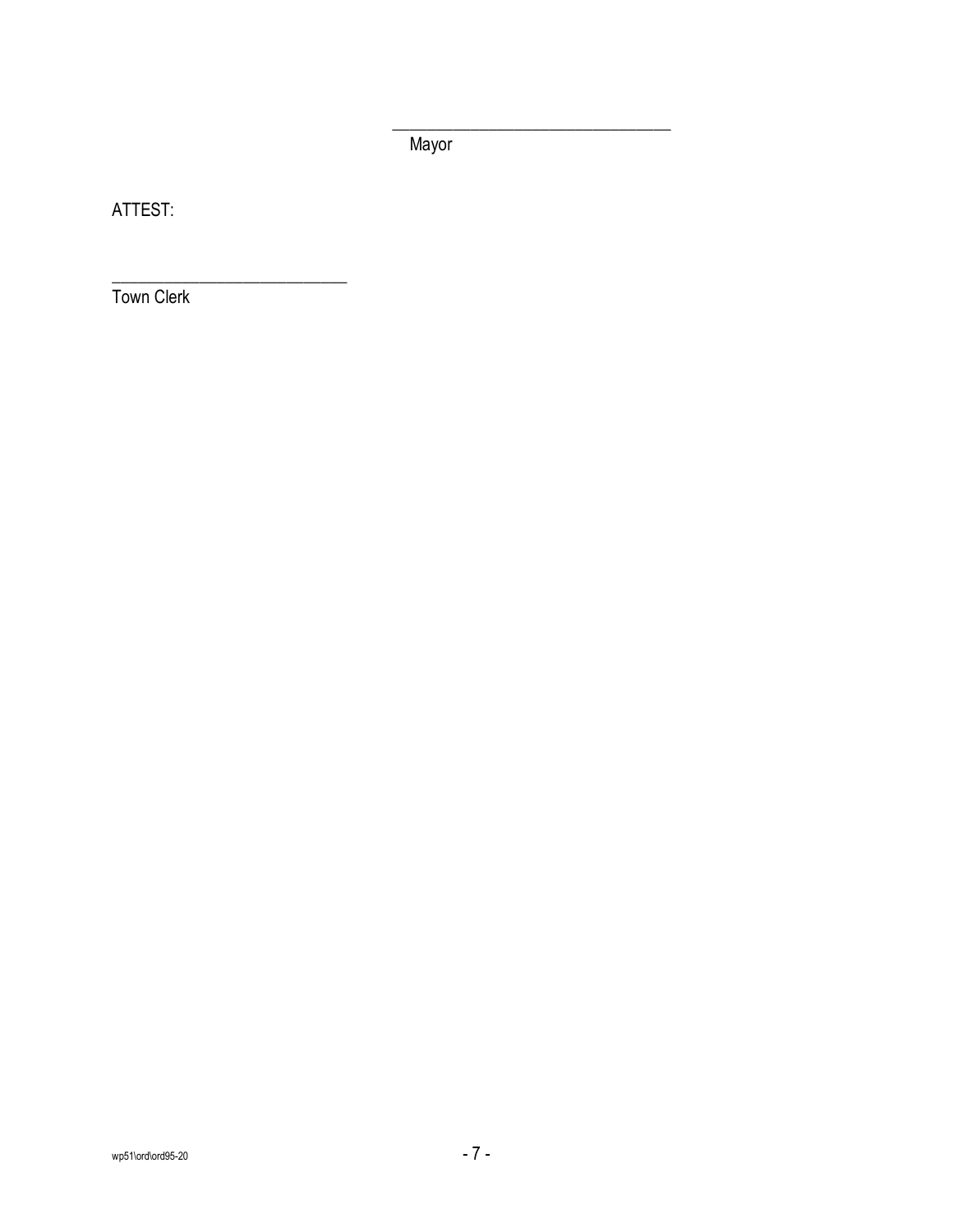\_\_\_\_\_\_\_\_\_\_\_\_\_\_\_\_\_\_\_\_\_\_\_\_\_\_\_\_\_\_\_\_\_\_\_\_

Mayor

ATTEST:

\_\_\_\_\_\_\_\_\_\_\_\_\_\_\_\_\_\_\_\_\_\_\_\_\_\_\_\_\_\_\_

Town Clerk

wp51\ord\ord95-20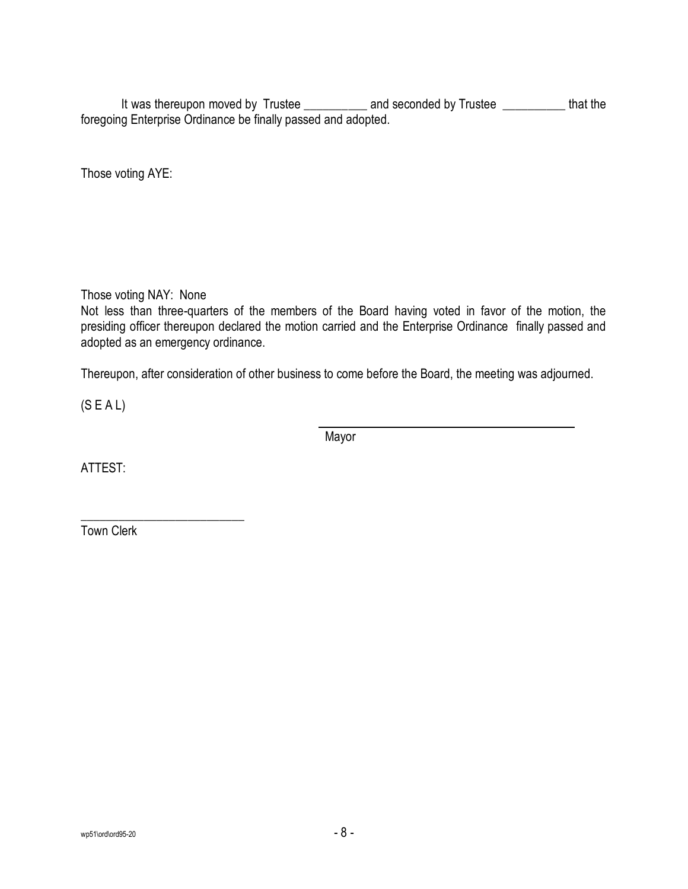It was thereupon moved by Trustee __________ and seconded by Trustee __________ that the foregoing Enterprise Ordinance be finally passed and adopted.

Those voting AYE:

Those voting NAY: None

Not less than three-quarters of the members of the Board having voted in favor of the motion, the presiding officer thereupon declared the motion carried and the Enterprise Ordinance finally passed and adopted as an emergency ordinance.

Thereupon, after consideration of other business to come before the Board, the meeting was adjourned.

(S E A L)

\_\_\_\_\_\_\_\_\_\_\_\_\_\_\_\_\_\_\_\_\_\_\_\_\_\_\_\_\_\_\_\_\_\_\_\_\_\_

Mayor

ATTEST:

\_\_\_\_\_\_\_\_\_\_\_\_\_\_\_\_\_\_\_\_\_\_\_\_\_\_\_

Town Clerk

wp51\ord\ord95-20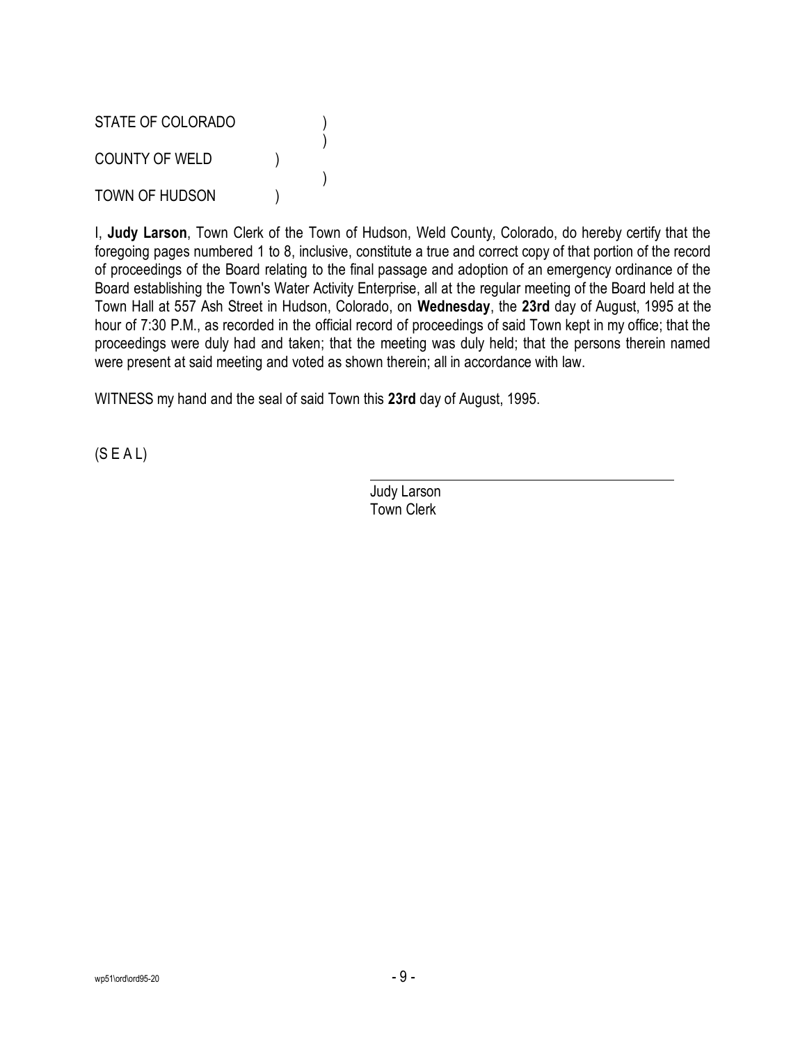STATE OF COLORADO )
)
COUNTY OF WELD )
)
TOWN OF HUDSON )

I, **Judy Larson**, Town Clerk of the Town of Hudson, Weld County, Colorado, do hereby certify that the foregoing pages numbered 1 to 8, inclusive, constitute a true and correct copy of that portion of the record of proceedings of the Board relating to the final passage and adoption of an emergency ordinance of the Board establishing the Town's Water Activity Enterprise, all at the regular meeting of the Board held at the Town Hall at 557 Ash Street in Hudson, Colorado, on **Wednesday**, the **23rd** day of August, 1995 at the hour of 7:30 P.M., as recorded in the official record of proceedings of said Town kept in my office; that the proceedings were duly had and taken; that the meeting was duly held; that the persons therein named were present at said meeting and voted as shown therein; all in accordance with law.

WITNESS my hand and the seal of said Town this **23rd** day of August, 1995.

(S E A L)

Judy Larson
Town Clerk

wp51\ord\ord95-20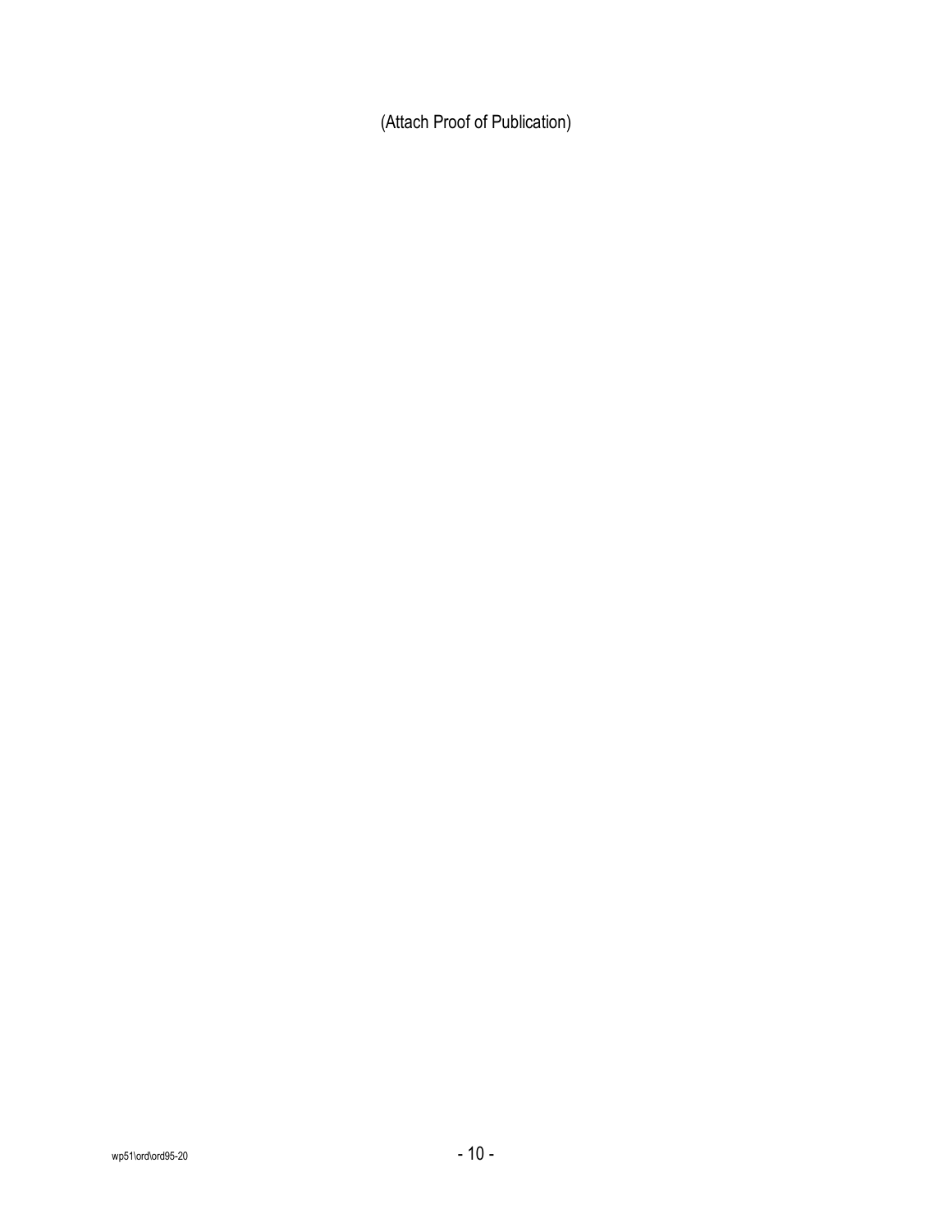(Attach Proof of Publication)